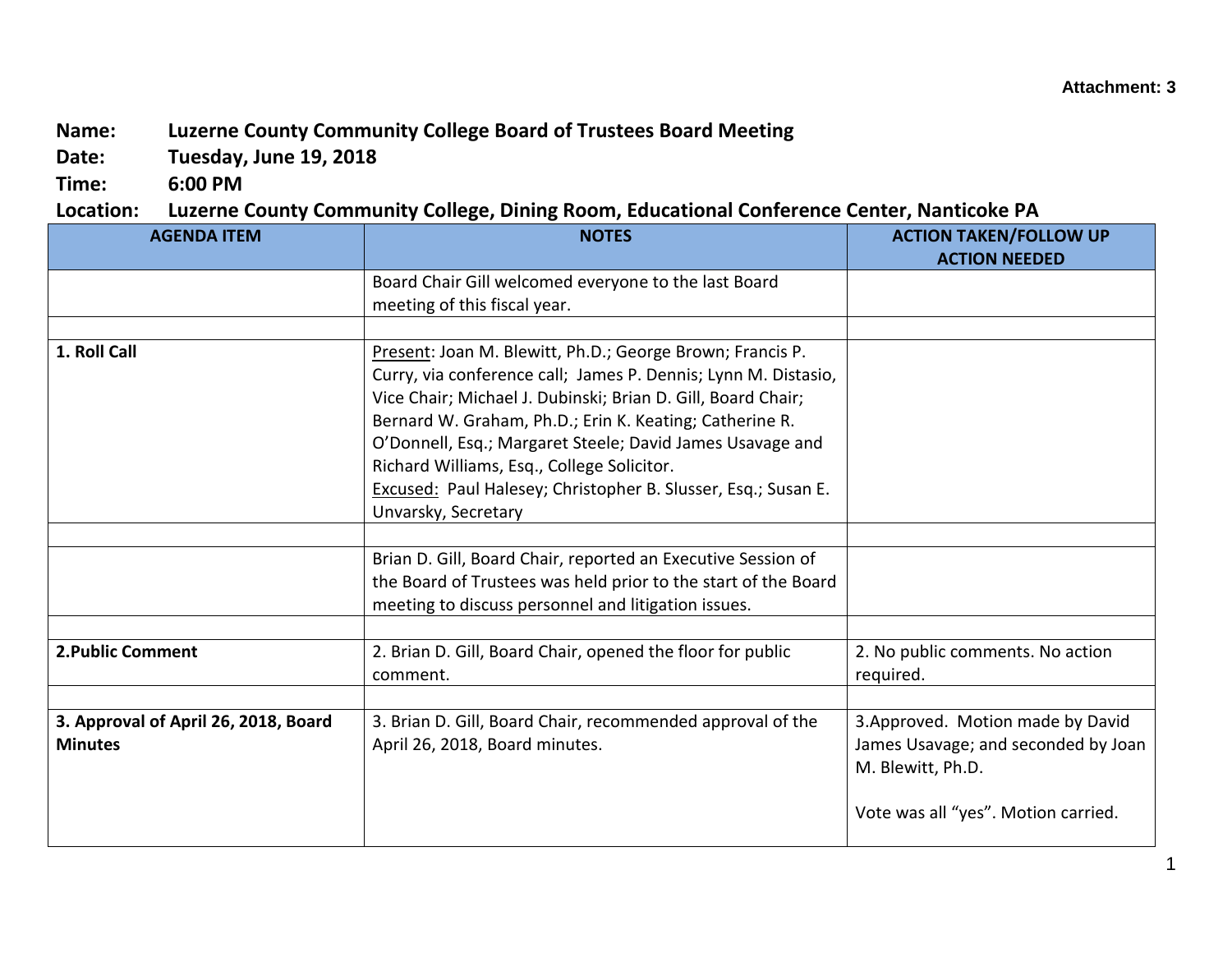Attachment: 3

**Name:** Luzerne County Community College Board of Trustees Board Meeting
**Date:** Tuesday, June 19, 2018
**Time:** 6:00 PM
**Location:** Luzerne County Community College, Dining Room, Educational Conference Center, Nanticoke PA

| AGENDA ITEM | NOTES | ACTION TAKEN/FOLLOW UP ACTION NEEDED |
|---|---|---|
| | Board Chair Gill welcomed everyone to the last Board meeting of this fiscal year. | |
| | | |
| **1. Roll Call** | Present: Joan M. Blewitt, Ph.D.; George Brown; Francis P. Curry, via conference call; James P. Dennis; Lynn M. Distasio, Vice Chair; Michael J. Dubinski; Brian D. Gill, Board Chair; Bernard W. Graham, Ph.D.; Erin K. Keating; Catherine R. O'Donnell, Esq.; Margaret Steele; David James Usavage and Richard Williams, Esq., College Solicitor. Excused: Paul Halesey; Christopher B. Slusser, Esq.; Susan E. Unvarsky, Secretary | |
| | | |
| | Brian D. Gill, Board Chair, reported an Executive Session of the Board of Trustees was held prior to the start of the Board meeting to discuss personnel and litigation issues. | |
| | | |
| **2.Public Comment** | 2. Brian D. Gill, Board Chair, opened the floor for public comment. | 2. No public comments. No action required. |
| | | |
| **3. Approval of April 26, 2018, Board Minutes** | 3. Brian D. Gill, Board Chair, recommended approval of the April 26, 2018, Board minutes. | 3.Approved. Motion made by David James Usavage; and seconded by Joan M. Blewitt, Ph.D.<br><br>Vote was all "yes". Motion carried. |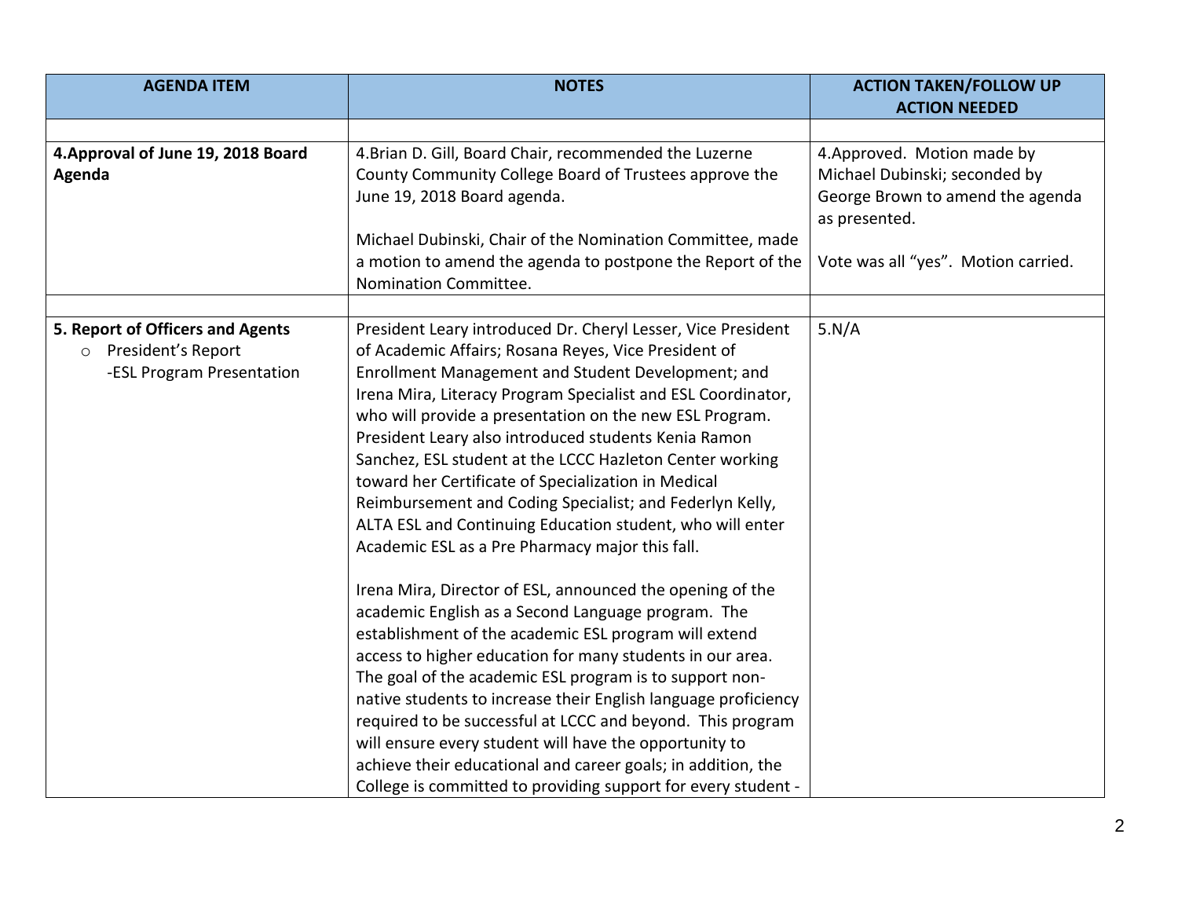| AGENDA ITEM | NOTES | ACTION TAKEN/FOLLOW UP ACTION NEEDED |
|---|---|---|
| | | |
| **4.Approval of June 19, 2018 Board Agenda** | 4.Brian D. Gill, Board Chair, recommended the Luzerne County Community College Board of Trustees approve the June 19, 2018 Board agenda.<br><br>Michael Dubinski, Chair of the Nomination Committee, made a motion to amend the agenda to postpone the Report of the Nomination Committee. | 4.Approved. Motion made by Michael Dubinski; seconded by George Brown to amend the agenda as presented.<br><br>Vote was all "yes". Motion carried. |
| | | |
| **5. Report of Officers and Agents**<br>○ President's Report<br>-ESL Program Presentation | President Leary introduced Dr. Cheryl Lesser, Vice President of Academic Affairs; Rosana Reyes, Vice President of Enrollment Management and Student Development; and Irena Mira, Literacy Program Specialist and ESL Coordinator, who will provide a presentation on the new ESL Program. President Leary also introduced students Kenia Ramon Sanchez, ESL student at the LCCC Hazleton Center working toward her Certificate of Specialization in Medical Reimbursement and Coding Specialist; and Federlyn Kelly, ALTA ESL and Continuing Education student, who will enter Academic ESL as a Pre Pharmacy major this fall.<br><br>Irena Mira, Director of ESL, announced the opening of the academic English as a Second Language program. The establishment of the academic ESL program will extend access to higher education for many students in our area. The goal of the academic ESL program is to support non-native students to increase their English language proficiency required to be successful at LCCC and beyond. This program will ensure every student will have the opportunity to achieve their educational and career goals; in addition, the College is committed to providing support for every student - | 5.N/A |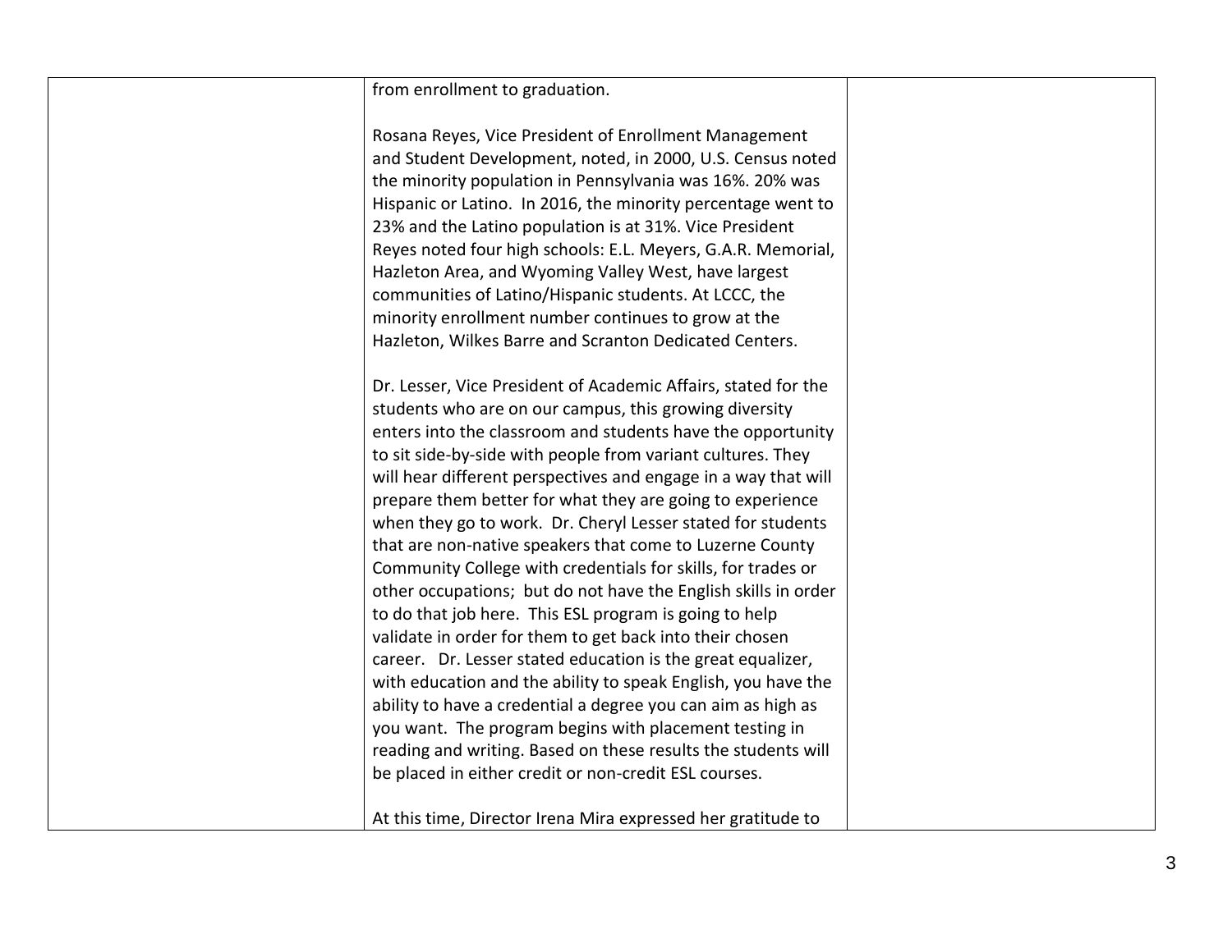| | | |
|---|---|---|
| | from enrollment to graduation.<br><br>Rosana Reyes, Vice President of Enrollment Management and Student Development, noted, in 2000, U.S. Census noted the minority population in Pennsylvania was 16%. 20% was Hispanic or Latino. In 2016, the minority percentage went to 23% and the Latino population is at 31%. Vice President Reyes noted four high schools: E.L. Meyers, G.A.R. Memorial, Hazleton Area, and Wyoming Valley West, have largest communities of Latino/Hispanic students. At LCCC, the minority enrollment number continues to grow at the Hazleton, Wilkes Barre and Scranton Dedicated Centers.<br><br>Dr. Lesser, Vice President of Academic Affairs, stated for the students who are on our campus, this growing diversity enters into the classroom and students have the opportunity to sit side-by-side with people from variant cultures. They will hear different perspectives and engage in a way that will prepare them better for what they are going to experience when they go to work. Dr. Cheryl Lesser stated for students that are non-native speakers that come to Luzerne County Community College with credentials for skills, for trades or other occupations; but do not have the English skills in order to do that job here. This ESL program is going to help validate in order for them to get back into their chosen career. Dr. Lesser stated education is the great equalizer, with education and the ability to speak English, you have the ability to have a credential a degree you can aim as high as you want. The program begins with placement testing in reading and writing. Based on these results the students will be placed in either credit or non-credit ESL courses.<br><br>At this time, Director Irena Mira expressed her gratitude to | |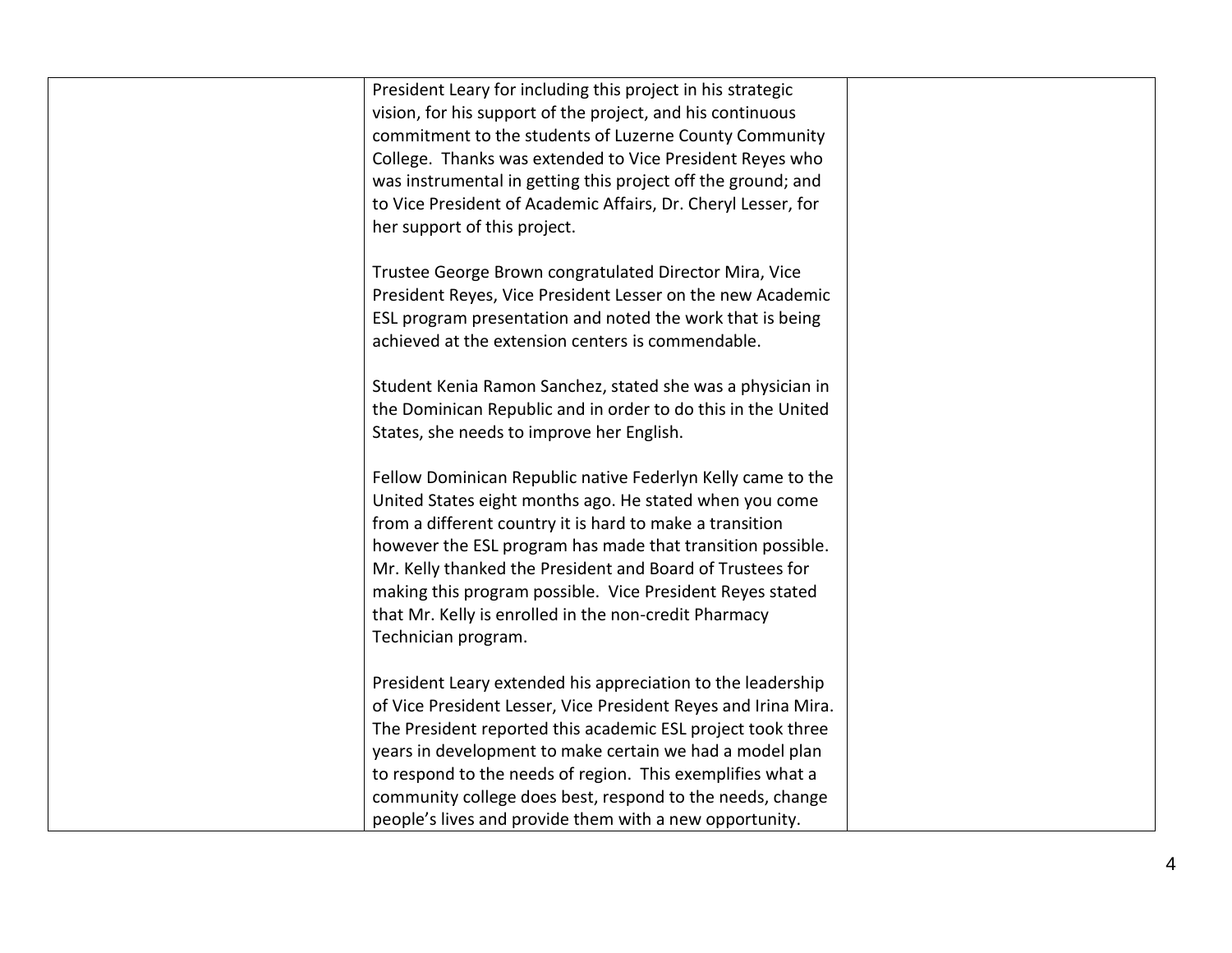| | | |
|---|---|---|
| | President Leary for including this project in his strategic vision, for his support of the project, and his continuous commitment to the students of Luzerne County Community College. Thanks was extended to Vice President Reyes who was instrumental in getting this project off the ground; and to Vice President of Academic Affairs, Dr. Cheryl Lesser, for her support of this project.<br><br>Trustee George Brown congratulated Director Mira, Vice President Reyes, Vice President Lesser on the new Academic ESL program presentation and noted the work that is being achieved at the extension centers is commendable.<br><br>Student Kenia Ramon Sanchez, stated she was a physician in the Dominican Republic and in order to do this in the United States, she needs to improve her English.<br><br>Fellow Dominican Republic native Federlyn Kelly came to the United States eight months ago. He stated when you come from a different country it is hard to make a transition however the ESL program has made that transition possible. Mr. Kelly thanked the President and Board of Trustees for making this program possible. Vice President Reyes stated that Mr. Kelly is enrolled in the non-credit Pharmacy Technician program.<br><br>President Leary extended his appreciation to the leadership of Vice President Lesser, Vice President Reyes and Irina Mira. The President reported this academic ESL project took three years in development to make certain we had a model plan to respond to the needs of region. This exemplifies what a community college does best, respond to the needs, change people's lives and provide them with a new opportunity. | |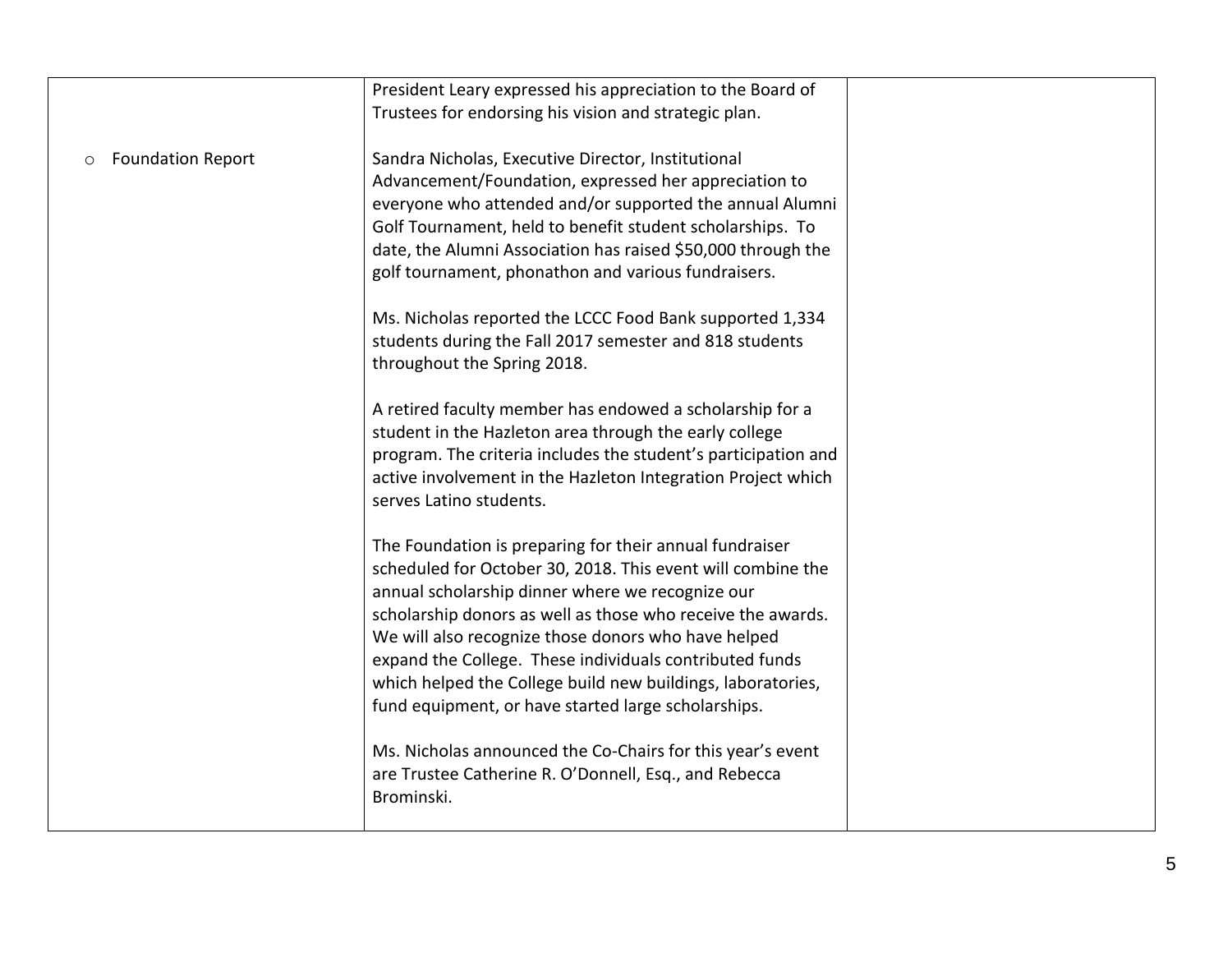|  |  |  |
|---|---|---|
|  | President Leary expressed his appreciation to the Board of Trustees for endorsing his vision and strategic plan. |  |
| ○ Foundation Report | Sandra Nicholas, Executive Director, Institutional Advancement/Foundation, expressed her appreciation to everyone who attended and/or supported the annual Alumni Golf Tournament, held to benefit student scholarships. To date, the Alumni Association has raised $50,000 through the golf tournament, phonathon and various fundraisers.<br><br>Ms. Nicholas reported the LCCC Food Bank supported 1,334 students during the Fall 2017 semester and 818 students throughout the Spring 2018.<br><br>A retired faculty member has endowed a scholarship for a student in the Hazleton area through the early college program. The criteria includes the student's participation and active involvement in the Hazleton Integration Project which serves Latino students.<br><br>The Foundation is preparing for their annual fundraiser scheduled for October 30, 2018. This event will combine the annual scholarship dinner where we recognize our scholarship donors as well as those who receive the awards. We will also recognize those donors who have helped expand the College. These individuals contributed funds which helped the College build new buildings, laboratories, fund equipment, or have started large scholarships.<br><br>Ms. Nicholas announced the Co-Chairs for this year's event are Trustee Catherine R. O'Donnell, Esq., and Rebecca Brominski. |  |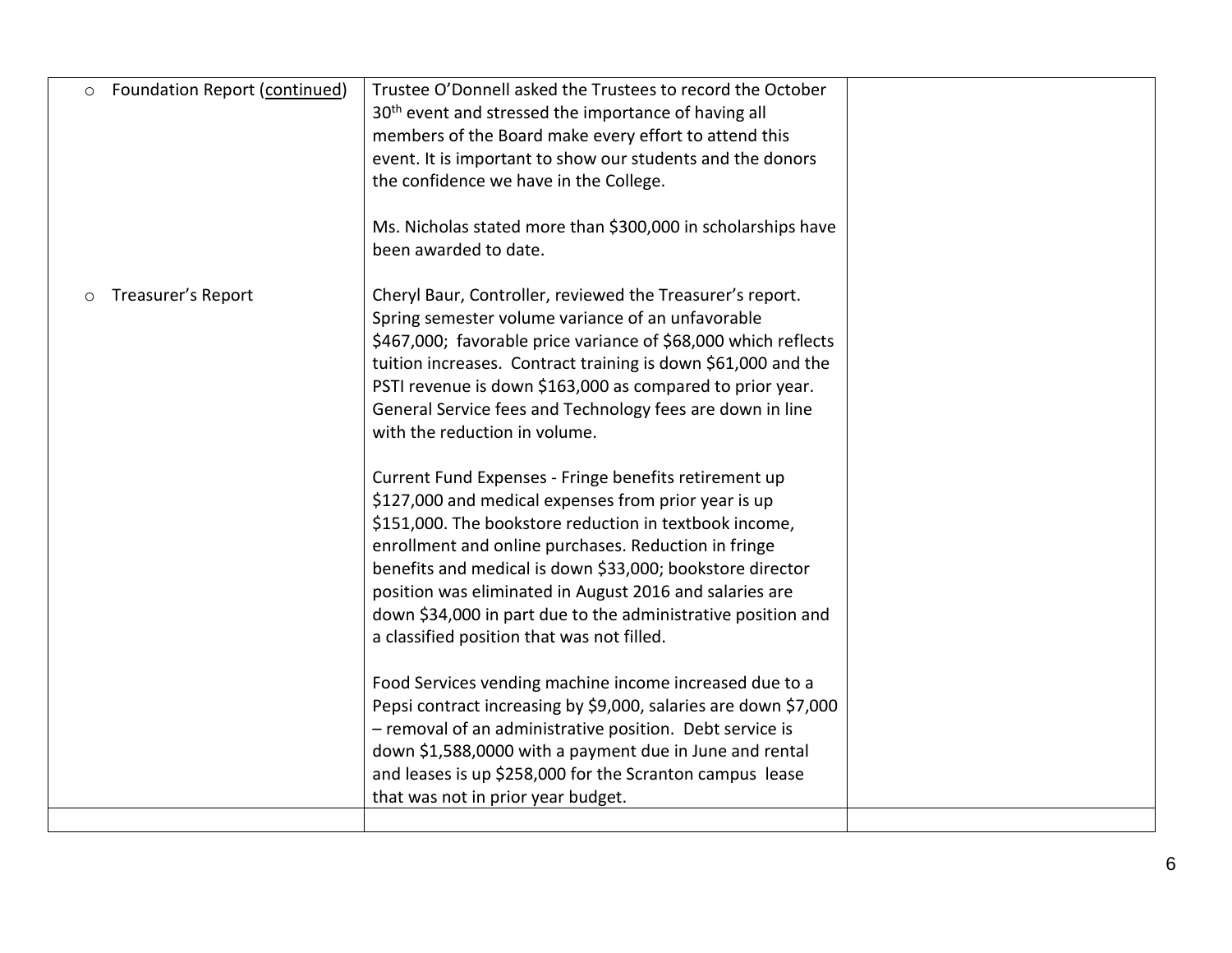| | | |
|---|---|---|
| ○ Foundation Report (continued) | Trustee O'Donnell asked the Trustees to record the October 30th event and stressed the importance of having all members of the Board make every effort to attend this event. It is important to show our students and the donors the confidence we have in the College.<br><br>Ms. Nicholas stated more than $300,000 in scholarships have been awarded to date. | |
| ○ Treasurer's Report | Cheryl Baur, Controller, reviewed the Treasurer's report. Spring semester volume variance of an unfavorable $467,000; favorable price variance of $68,000 which reflects tuition increases. Contract training is down $61,000 and the PSTI revenue is down $163,000 as compared to prior year. General Service fees and Technology fees are down in line with the reduction in volume.<br><br>Current Fund Expenses - Fringe benefits retirement up $127,000 and medical expenses from prior year is up $151,000. The bookstore reduction in textbook income, enrollment and online purchases. Reduction in fringe benefits and medical is down $33,000; bookstore director position was eliminated in August 2016 and salaries are down $34,000 in part due to the administrative position and a classified position that was not filled.<br><br>Food Services vending machine income increased due to a Pepsi contract increasing by $9,000, salaries are down $7,000 – removal of an administrative position. Debt service is down $1,588,0000 with a payment due in June and rental and leases is up $258,000 for the Scranton campus lease that was not in prior year budget. | |
| | | |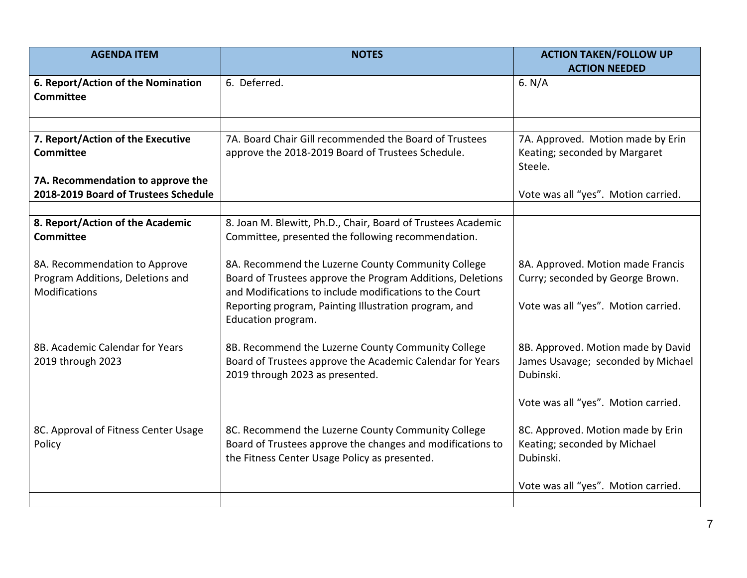| AGENDA ITEM | NOTES | ACTION TAKEN/FOLLOW UP ACTION NEEDED |
|---|---|---|
| **6. Report/Action of the Nomination Committee** | 6. Deferred. | 6. N/A |
| | | |
| **7. Report/Action of the Executive Committee**<br><br>**7A. Recommendation to approve the 2018-2019 Board of Trustees Schedule** | 7A. Board Chair Gill recommended the Board of Trustees approve the 2018-2019 Board of Trustees Schedule. | 7A. Approved. Motion made by Erin Keating; seconded by Margaret Steele.<br><br>Vote was all "yes". Motion carried. |
| | | |
| **8. Report/Action of the Academic Committee**<br><br>8A. Recommendation to Approve Program Additions, Deletions and Modifications<br><br>8B. Academic Calendar for Years 2019 through 2023<br><br>8C. Approval of Fitness Center Usage Policy | 8. Joan M. Blewitt, Ph.D., Chair, Board of Trustees Academic Committee, presented the following recommendation.<br><br>8A. Recommend the Luzerne County Community College Board of Trustees approve the Program Additions, Deletions and Modifications to include modifications to the Court Reporting program, Painting Illustration program, and Education program.<br><br>8B. Recommend the Luzerne County Community College Board of Trustees approve the Academic Calendar for Years 2019 through 2023 as presented.<br><br>8C. Recommend the Luzerne County Community College Board of Trustees approve the changes and modifications to the Fitness Center Usage Policy as presented. | 8A. Approved. Motion made Francis Curry; seconded by George Brown.<br><br>Vote was all "yes". Motion carried.<br><br>8B. Approved. Motion made by David James Usavage; seconded by Michael Dubinski.<br><br>Vote was all "yes". Motion carried.<br><br>8C. Approved. Motion made by Erin Keating; seconded by Michael Dubinski.<br><br>Vote was all "yes". Motion carried. |
| | | |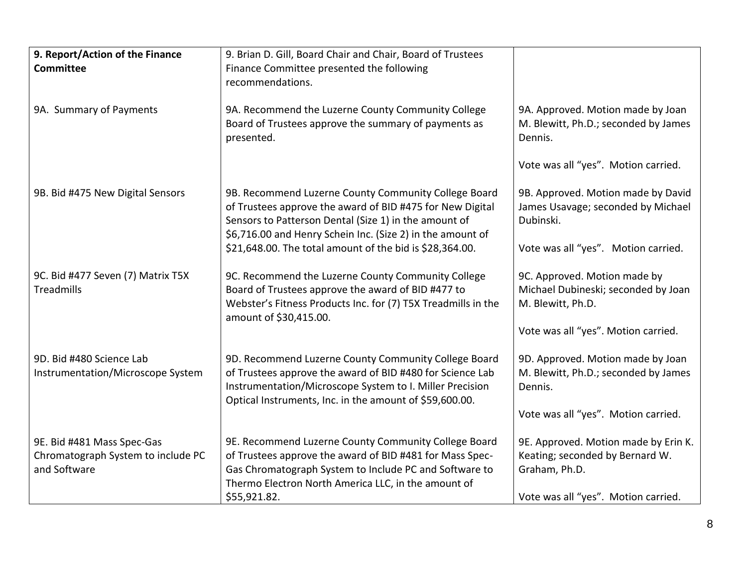| **9. Report/Action of the Finance Committee** | 9. Brian D. Gill, Board Chair and Chair, Board of Trustees Finance Committee presented the following recommendations. | |
|---|---|---|
| 9A. Summary of Payments | 9A. Recommend the Luzerne County Community College Board of Trustees approve the summary of payments as presented. | 9A. Approved. Motion made by Joan M. Blewitt, Ph.D.; seconded by James Dennis.<br><br>Vote was all "yes". Motion carried. |
| 9B. Bid #475 New Digital Sensors | 9B. Recommend Luzerne County Community College Board of Trustees approve the award of BID #475 for New Digital Sensors to Patterson Dental (Size 1) in the amount of $6,716.00 and Henry Schein Inc. (Size 2) in the amount of $21,648.00. The total amount of the bid is $28,364.00. | 9B. Approved. Motion made by David James Usavage; seconded by Michael Dubinski.<br><br>Vote was all "yes". Motion carried. |
| 9C. Bid #477 Seven (7) Matrix T5X Treadmills | 9C. Recommend the Luzerne County Community College Board of Trustees approve the award of BID #477 to Webster's Fitness Products Inc. for (7) T5X Treadmills in the amount of $30,415.00. | 9C. Approved. Motion made by Michael Dubineski; seconded by Joan M. Blewitt, Ph.D.<br><br>Vote was all "yes". Motion carried. |
| 9D. Bid #480 Science Lab Instrumentation/Microscope System | 9D. Recommend Luzerne County Community College Board of Trustees approve the award of BID #480 for Science Lab Instrumentation/Microscope System to I. Miller Precision Optical Instruments, Inc. in the amount of $59,600.00. | 9D. Approved. Motion made by Joan M. Blewitt, Ph.D.; seconded by James Dennis.<br><br>Vote was all "yes". Motion carried. |
| 9E. Bid #481 Mass Spec-Gas Chromatograph System to include PC and Software | 9E. Recommend Luzerne County Community College Board of Trustees approve the award of BID #481 for Mass Spec-Gas Chromatograph System to Include PC and Software to Thermo Electron North America LLC, in the amount of $55,921.82. | 9E. Approved. Motion made by Erin K. Keating; seconded by Bernard W. Graham, Ph.D.<br><br>Vote was all "yes". Motion carried. |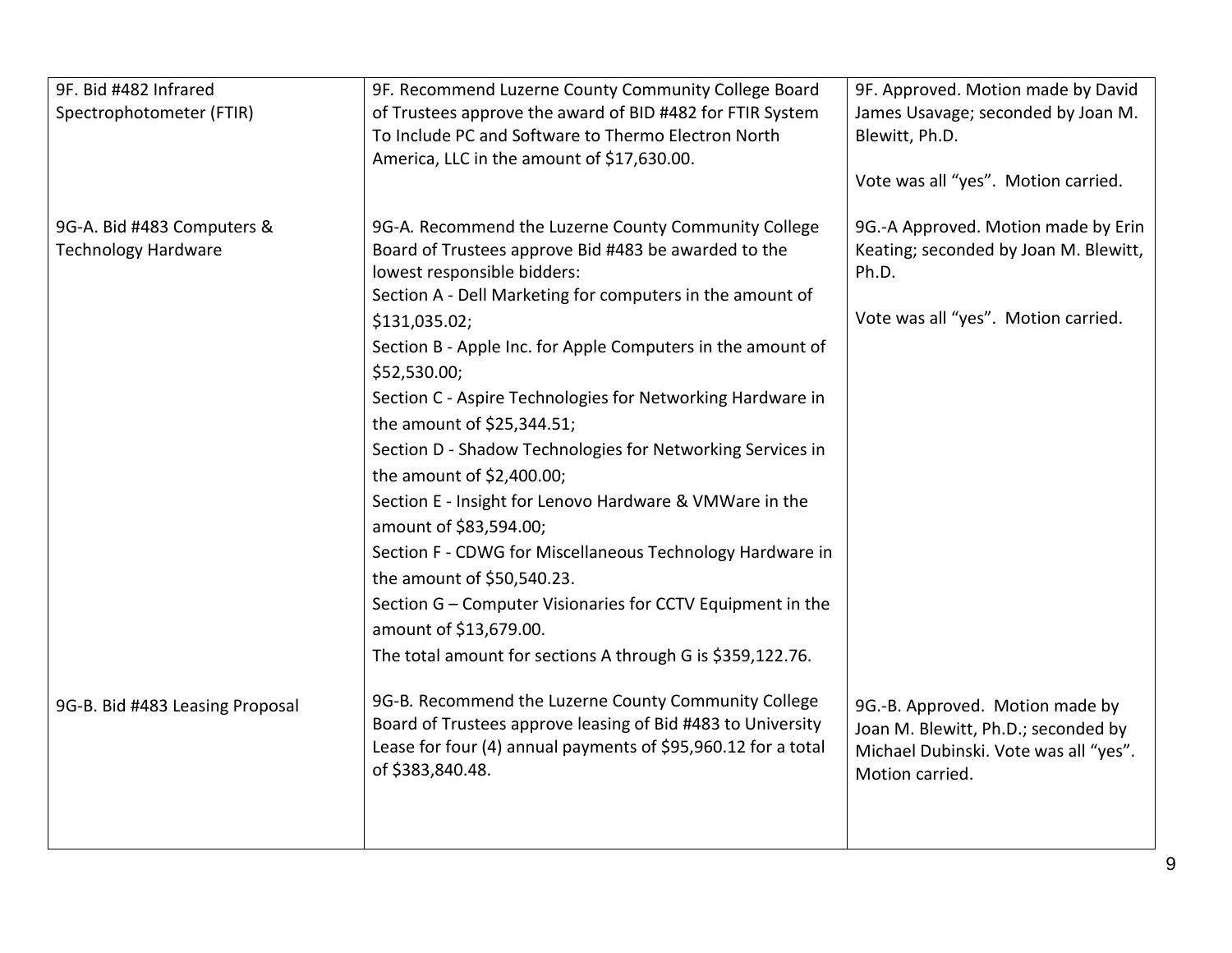| | | |
|---|---|---|
| 9F. Bid #482 Infrared Spectrophotometer (FTIR) | 9F. Recommend Luzerne County Community College Board of Trustees approve the award of BID #482 for FTIR System To Include PC and Software to Thermo Electron North America, LLC in the amount of $17,630.00. | 9F. Approved. Motion made by David James Usavage; seconded by Joan M. Blewitt, Ph.D.<br><br>Vote was all "yes". Motion carried. |
| 9G-A. Bid #483 Computers & Technology Hardware | 9G-A. Recommend the Luzerne County Community College Board of Trustees approve Bid #483 be awarded to the lowest responsible bidders:<br>Section A - Dell Marketing for computers in the amount of $131,035.02;<br>Section B - Apple Inc. for Apple Computers in the amount of $52,530.00;<br>Section C - Aspire Technologies for Networking Hardware in the amount of $25,344.51;<br>Section D - Shadow Technologies for Networking Services in the amount of $2,400.00;<br>Section E - Insight for Lenovo Hardware & VMWare in the amount of $83,594.00;<br>Section F - CDWG for Miscellaneous Technology Hardware in the amount of $50,540.23.<br>Section G – Computer Visionaries for CCTV Equipment in the amount of $13,679.00.<br>The total amount for sections A through G is $359,122.76. | 9G.-A Approved. Motion made by Erin Keating; seconded by Joan M. Blewitt, Ph.D.<br><br>Vote was all "yes". Motion carried. |
| 9G-B. Bid #483 Leasing Proposal | 9G-B. Recommend the Luzerne County Community College Board of Trustees approve leasing of Bid #483 to University Lease for four (4) annual payments of $95,960.12 for a total of $383,840.48. | 9G.-B. Approved. Motion made by Joan M. Blewitt, Ph.D.; seconded by Michael Dubinski. Vote was all "yes". Motion carried. |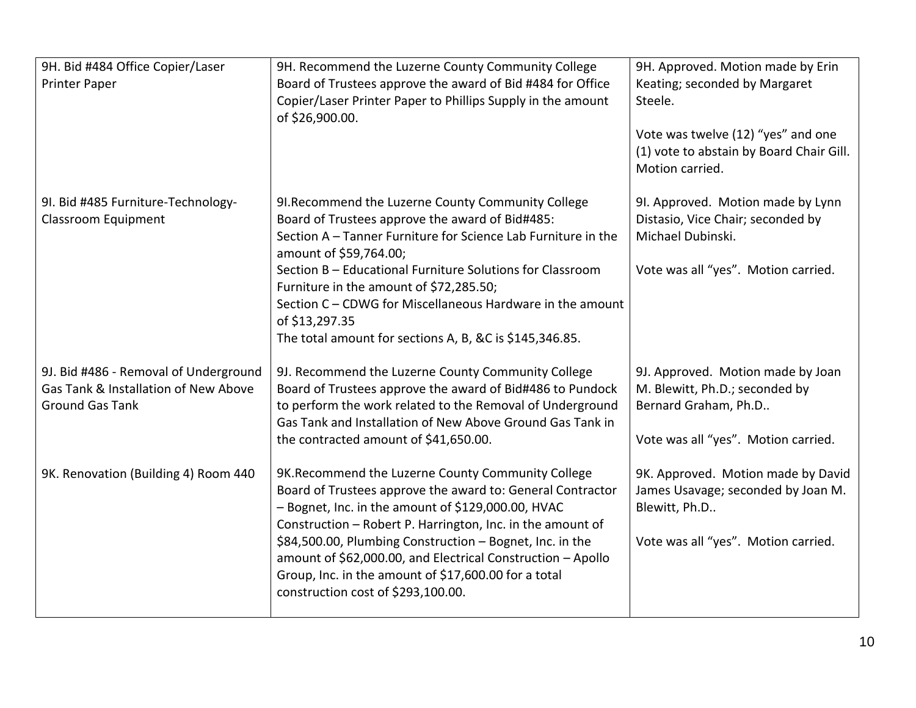| | | |
|---|---|---|
| 9H. Bid #484 Office Copier/Laser Printer Paper | 9H. Recommend the Luzerne County Community College Board of Trustees approve the award of Bid #484 for Office Copier/Laser Printer Paper to Phillips Supply in the amount of $26,900.00. | 9H. Approved. Motion made by Erin Keating; seconded by Margaret Steele.<br><br>Vote was twelve (12) "yes" and one (1) vote to abstain by Board Chair Gill. Motion carried. |
| 9I. Bid #485 Furniture-Technology-Classroom Equipment | 9I.Recommend the Luzerne County Community College Board of Trustees approve the award of Bid#485:<br>Section A – Tanner Furniture for Science Lab Furniture in the amount of $59,764.00;<br>Section B – Educational Furniture Solutions for Classroom Furniture in the amount of $72,285.50;<br>Section C – CDWG for Miscellaneous Hardware in the amount of $13,297.35<br>The total amount for sections A, B, &C is $145,346.85. | 9I. Approved. Motion made by Lynn Distasio, Vice Chair; seconded by Michael Dubinski.<br><br>Vote was all "yes". Motion carried. |
| 9J. Bid #486 - Removal of Underground Gas Tank & Installation of New Above Ground Gas Tank | 9J. Recommend the Luzerne County Community College Board of Trustees approve the award of Bid#486 to Pundock to perform the work related to the Removal of Underground Gas Tank and Installation of New Above Ground Gas Tank in the contracted amount of $41,650.00. | 9J. Approved. Motion made by Joan M. Blewitt, Ph.D.; seconded by Bernard Graham, Ph.D..<br><br>Vote was all "yes". Motion carried. |
| 9K. Renovation (Building 4) Room 440 | 9K.Recommend the Luzerne County Community College Board of Trustees approve the award to: General Contractor – Bognet, Inc. in the amount of $129,000.00, HVAC Construction – Robert P. Harrington, Inc. in the amount of $84,500.00, Plumbing Construction – Bognet, Inc. in the amount of $62,000.00, and Electrical Construction – Apollo Group, Inc. in the amount of $17,600.00 for a total construction cost of $293,100.00. | 9K. Approved. Motion made by David James Usavage; seconded by Joan M. Blewitt, Ph.D..<br><br>Vote was all "yes". Motion carried. |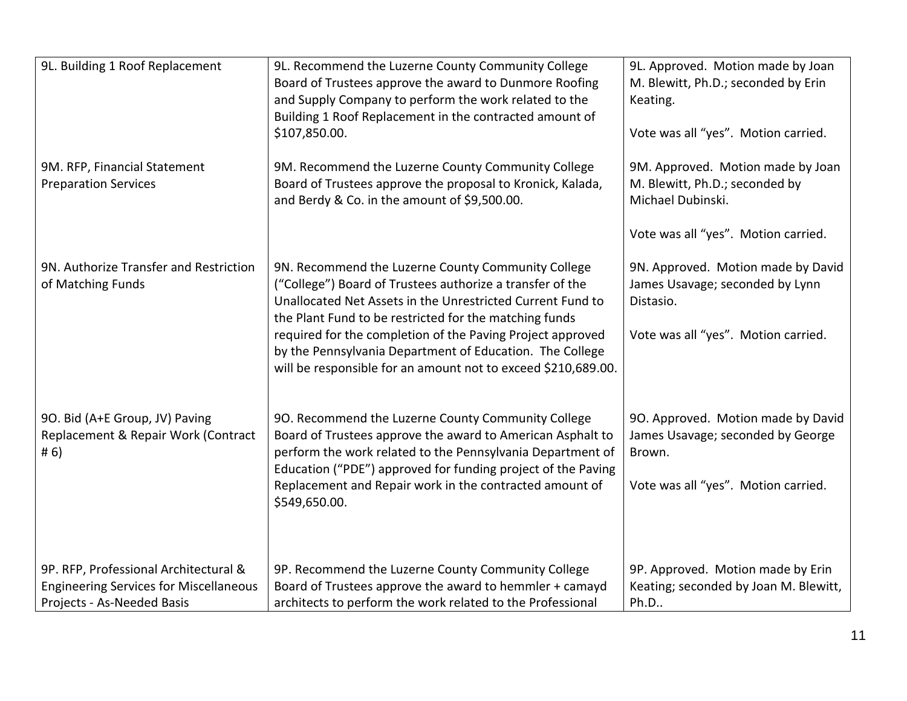| | | |
|---|---|---|
| 9L. Building 1 Roof Replacement | 9L. Recommend the Luzerne County Community College Board of Trustees approve the award to Dunmore Roofing and Supply Company to perform the work related to the Building 1 Roof Replacement in the contracted amount of $107,850.00. | 9L. Approved. Motion made by Joan M. Blewitt, Ph.D.; seconded by Erin Keating.<br><br>Vote was all "yes". Motion carried. |
| 9M. RFP, Financial Statement Preparation Services | 9M. Recommend the Luzerne County Community College Board of Trustees approve the proposal to Kronick, Kalada, and Berdy & Co. in the amount of $9,500.00. | 9M. Approved. Motion made by Joan M. Blewitt, Ph.D.; seconded by Michael Dubinski.<br><br>Vote was all "yes". Motion carried. |
| 9N. Authorize Transfer and Restriction of Matching Funds | 9N. Recommend the Luzerne County Community College ("College") Board of Trustees authorize a transfer of the Unallocated Net Assets in the Unrestricted Current Fund to the Plant Fund to be restricted for the matching funds required for the completion of the Paving Project approved by the Pennsylvania Department of Education. The College will be responsible for an amount not to exceed $210,689.00. | 9N. Approved. Motion made by David James Usavage; seconded by Lynn Distasio.<br><br>Vote was all "yes". Motion carried. |
| 9O. Bid (A+E Group, JV) Paving Replacement & Repair Work (Contract # 6) | 9O. Recommend the Luzerne County Community College Board of Trustees approve the award to American Asphalt to perform the work related to the Pennsylvania Department of Education ("PDE") approved for funding project of the Paving Replacement and Repair work in the contracted amount of $549,650.00. | 9O. Approved. Motion made by David James Usavage; seconded by George Brown.<br><br>Vote was all "yes". Motion carried. |
| 9P. RFP, Professional Architectural & Engineering Services for Miscellaneous Projects - As-Needed Basis | 9P. Recommend the Luzerne County Community College Board of Trustees approve the award to hemmler + camayd architects to perform the work related to the Professional | 9P. Approved. Motion made by Erin Keating; seconded by Joan M. Blewitt, Ph.D.. |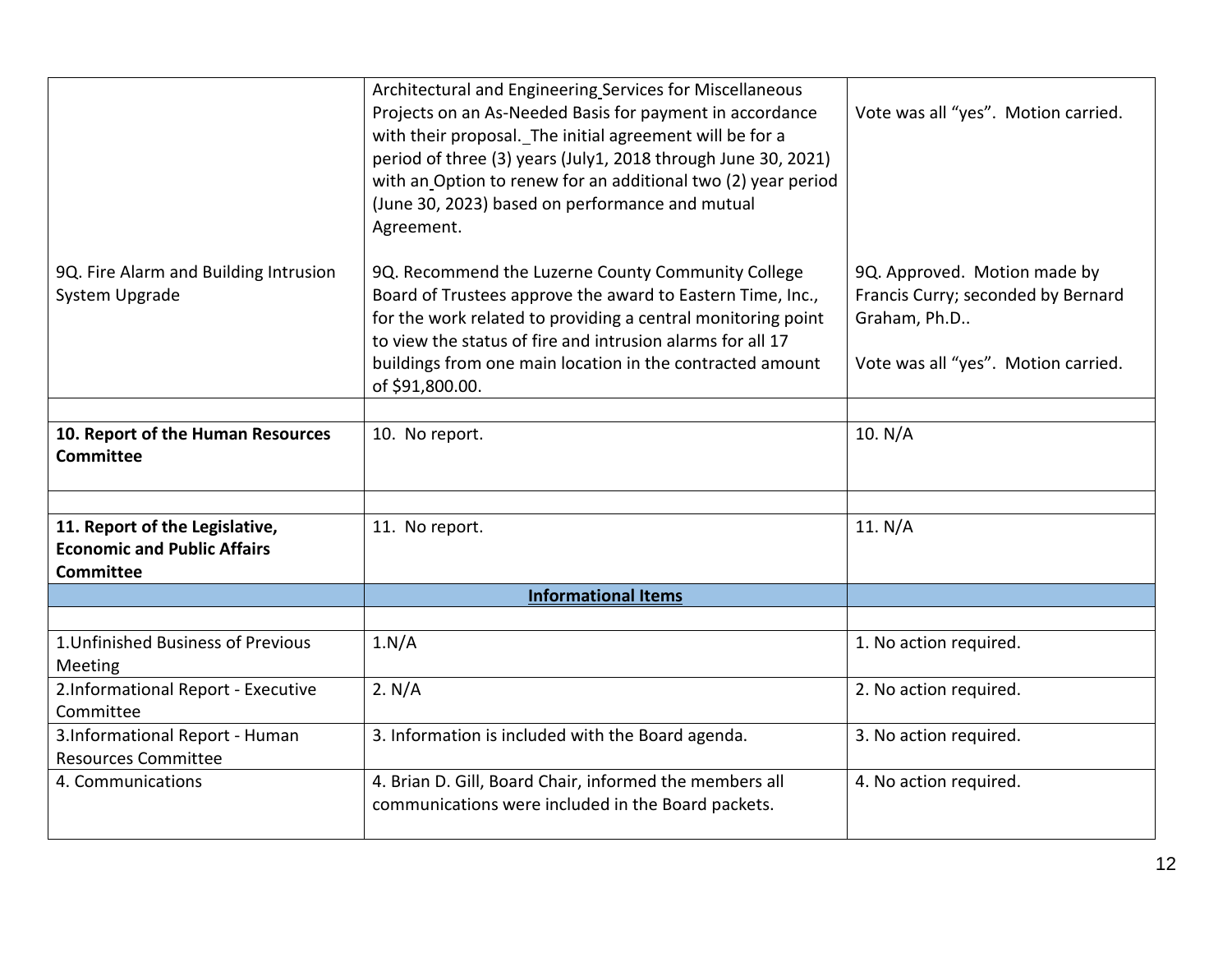| | | |
|---|---|---|
| | Architectural and Engineering Services for Miscellaneous Projects on an As-Needed Basis for payment in accordance with their proposal. The initial agreement will be for a period of three (3) years (July1, 2018 through June 30, 2021) with an Option to renew for an additional two (2) year period (June 30, 2023) based on performance and mutual Agreement. | Vote was all "yes". Motion carried. |
| 9Q. Fire Alarm and Building Intrusion System Upgrade | 9Q. Recommend the Luzerne County Community College Board of Trustees approve the award to Eastern Time, Inc., for the work related to providing a central monitoring point to view the status of fire and intrusion alarms for all 17 buildings from one main location in the contracted amount of $91,800.00. | 9Q. Approved. Motion made by Francis Curry; seconded by Bernard Graham, Ph.D.. <br><br> Vote was all "yes". Motion carried. |
| | | |
| **10. Report of the Human Resources Committee** | 10. No report. | 10. N/A |
| | | |
| **11. Report of the Legislative, Economic and Public Affairs Committee** | 11. No report. | 11. N/A |
| | **Informational Items** | |
| | | |
| 1.Unfinished Business of Previous Meeting | 1.N/A | 1. No action required. |
| 2.Informational Report - Executive Committee | 2. N/A | 2. No action required. |
| 3.Informational Report - Human Resources Committee | 3. Information is included with the Board agenda. | 3. No action required. |
| 4. Communications | 4. Brian D. Gill, Board Chair, informed the members all communications were included in the Board packets. | 4. No action required. |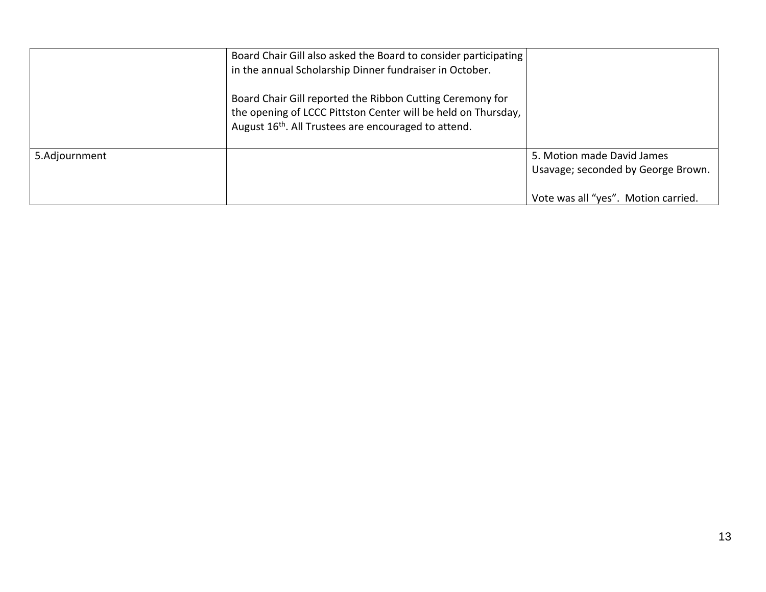| | | |
|---|---|---|
| | Board Chair Gill also asked the Board to consider participating in the annual Scholarship Dinner fundraiser in October.<br><br>Board Chair Gill reported the Ribbon Cutting Ceremony for the opening of LCCC Pittston Center will be held on Thursday, August 16th. All Trustees are encouraged to attend. | |
| 5.Adjournment | | 5. Motion made David James Usavage; seconded by George Brown.<br><br>Vote was all “yes”. Motion carried. |